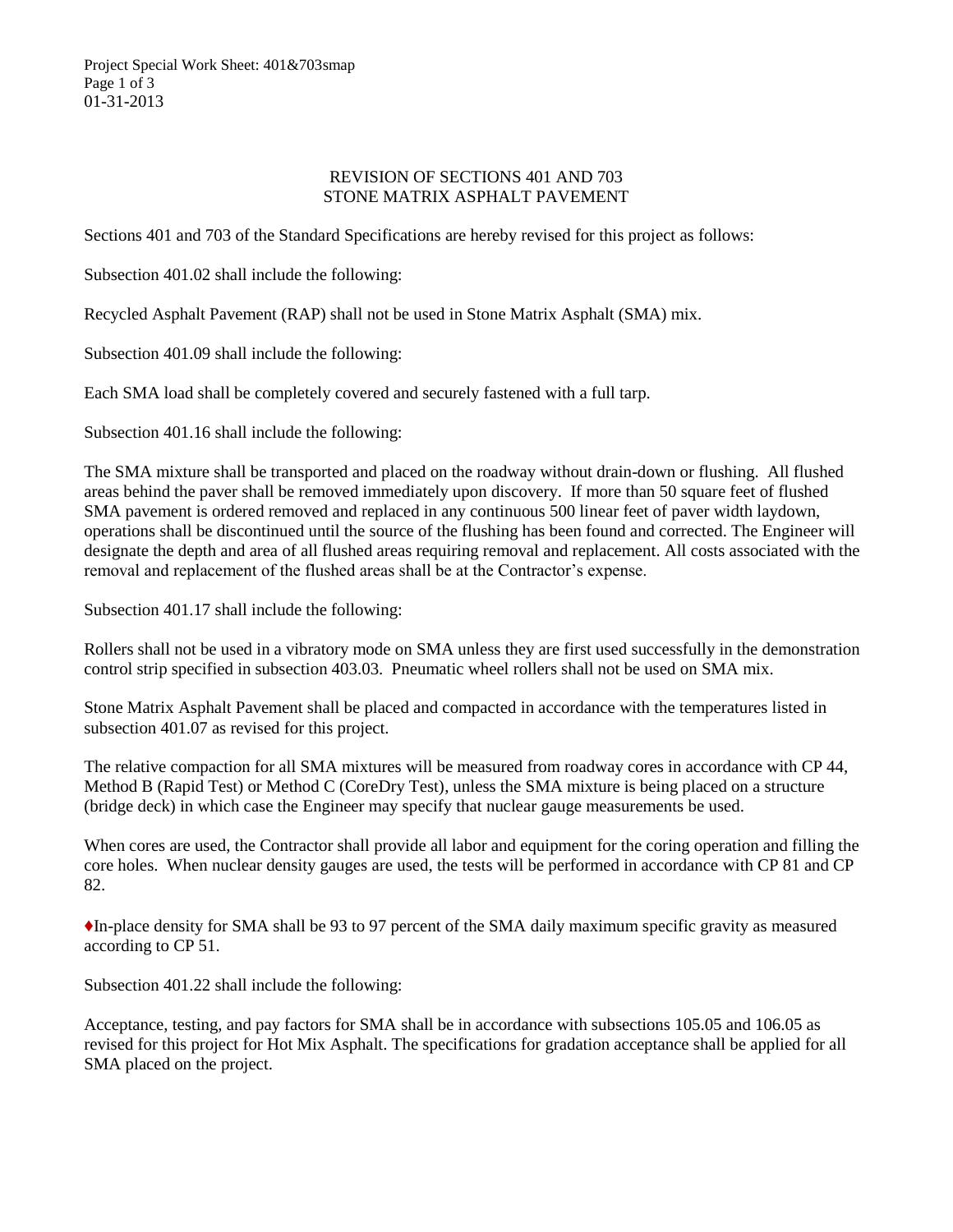# REVISION OF SECTIONS 401 AND 703
# STONE MATRIX ASPHALT PAVEMENT

Sections 401 and 703 of the Standard Specifications are hereby revised for this project as follows:

Subsection 401.02 shall include the following:

Recycled Asphalt Pavement (RAP) shall not be used in Stone Matrix Asphalt (SMA) mix.

Subsection 401.09 shall include the following:

Each SMA load shall be completely covered and securely fastened with a full tarp.

Subsection 401.16 shall include the following:

The SMA mixture shall be transported and placed on the roadway without drain-down or flushing. All flushed areas behind the paver shall be removed immediately upon discovery. If more than 50 square feet of flushed SMA pavement is ordered removed and replaced in any continuous 500 linear feet of paver width laydown, operations shall be discontinued until the source of the flushing has been found and corrected. The Engineer will designate the depth and area of all flushed areas requiring removal and replacement. All costs associated with the removal and replacement of the flushed areas shall be at the Contractor's expense.

Subsection 401.17 shall include the following:

Rollers shall not be used in a vibratory mode on SMA unless they are first used successfully in the demonstration control strip specified in subsection 403.03. Pneumatic wheel rollers shall not be used on SMA mix.

Stone Matrix Asphalt Pavement shall be placed and compacted in accordance with the temperatures listed in subsection 401.07 as revised for this project.

The relative compaction for all SMA mixtures will be measured from roadway cores in accordance with CP 44, Method B (Rapid Test) or Method C (CoreDry Test), unless the SMA mixture is being placed on a structure (bridge deck) in which case the Engineer may specify that nuclear gauge measurements be used.

When cores are used, the Contractor shall provide all labor and equipment for the coring operation and filling the core holes. When nuclear density gauges are used, the tests will be performed in accordance with CP 81 and CP 82.

♦In-place density for SMA shall be 93 to 97 percent of the SMA daily maximum specific gravity as measured according to CP 51.

Subsection 401.22 shall include the following:

Acceptance, testing, and pay factors for SMA shall be in accordance with subsections 105.05 and 106.05 as revised for this project for Hot Mix Asphalt. The specifications for gradation acceptance shall be applied for all SMA placed on the project.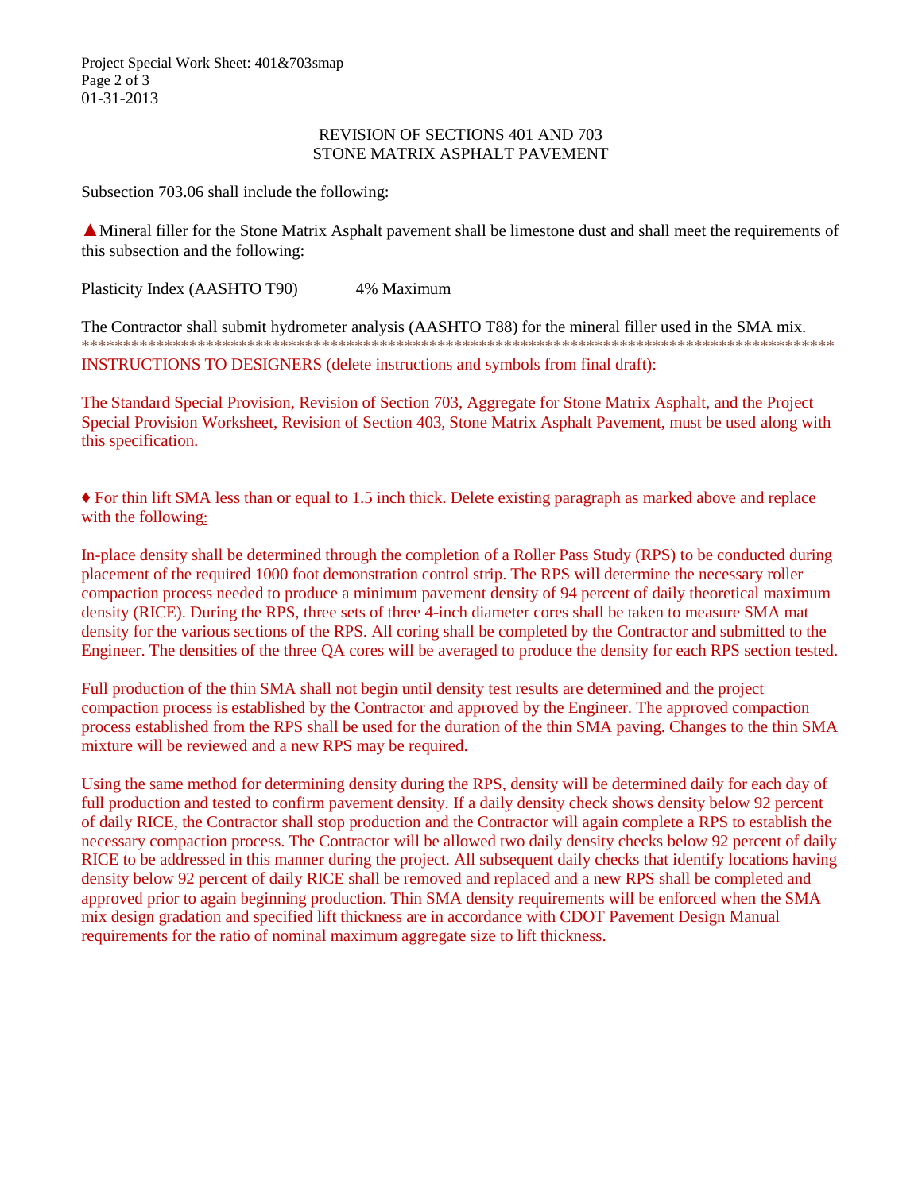# REVISION OF SECTIONS 401 AND 703
# STONE MATRIX ASPHALT PAVEMENT

Subsection 703.06 shall include the following:

▲Mineral filler for the Stone Matrix Asphalt pavement shall be limestone dust and shall meet the requirements of this subsection and the following:

Plasticity Index (AASHTO T90)    4% Maximum

The Contractor shall submit hydrometer analysis (AASHTO T88) for the mineral filler used in the SMA mix.

****************************************************************************************************

INSTRUCTIONS TO DESIGNERS (delete instructions and symbols from final draft):

The Standard Special Provision, Revision of Section 703, Aggregate for Stone Matrix Asphalt, and the Project Special Provision Worksheet, Revision of Section 403, Stone Matrix Asphalt Pavement, must be used along with this specification.

♦ For thin lift SMA less than or equal to 1.5 inch thick. Delete existing paragraph as marked above and replace with the following:

In-place density shall be determined through the completion of a Roller Pass Study (RPS) to be conducted during placement of the required 1000 foot demonstration control strip. The RPS will determine the necessary roller compaction process needed to produce a minimum pavement density of 94 percent of daily theoretical maximum density (RICE). During the RPS, three sets of three 4-inch diameter cores shall be taken to measure SMA mat density for the various sections of the RPS. All coring shall be completed by the Contractor and submitted to the Engineer. The densities of the three QA cores will be averaged to produce the density for each RPS section tested.

Full production of the thin SMA shall not begin until density test results are determined and the project compaction process is established by the Contractor and approved by the Engineer. The approved compaction process established from the RPS shall be used for the duration of the thin SMA paving. Changes to the thin SMA mixture will be reviewed and a new RPS may be required.

Using the same method for determining density during the RPS, density will be determined daily for each day of full production and tested to confirm pavement density. If a daily density check shows density below 92 percent of daily RICE, the Contractor shall stop production and the Contractor will again complete a RPS to establish the necessary compaction process. The Contractor will be allowed two daily density checks below 92 percent of daily RICE to be addressed in this manner during the project. All subsequent daily checks that identify locations having density below 92 percent of daily RICE shall be removed and replaced and a new RPS shall be completed and approved prior to again beginning production. Thin SMA density requirements will be enforced when the SMA mix design gradation and specified lift thickness are in accordance with CDOT Pavement Design Manual requirements for the ratio of nominal maximum aggregate size to lift thickness.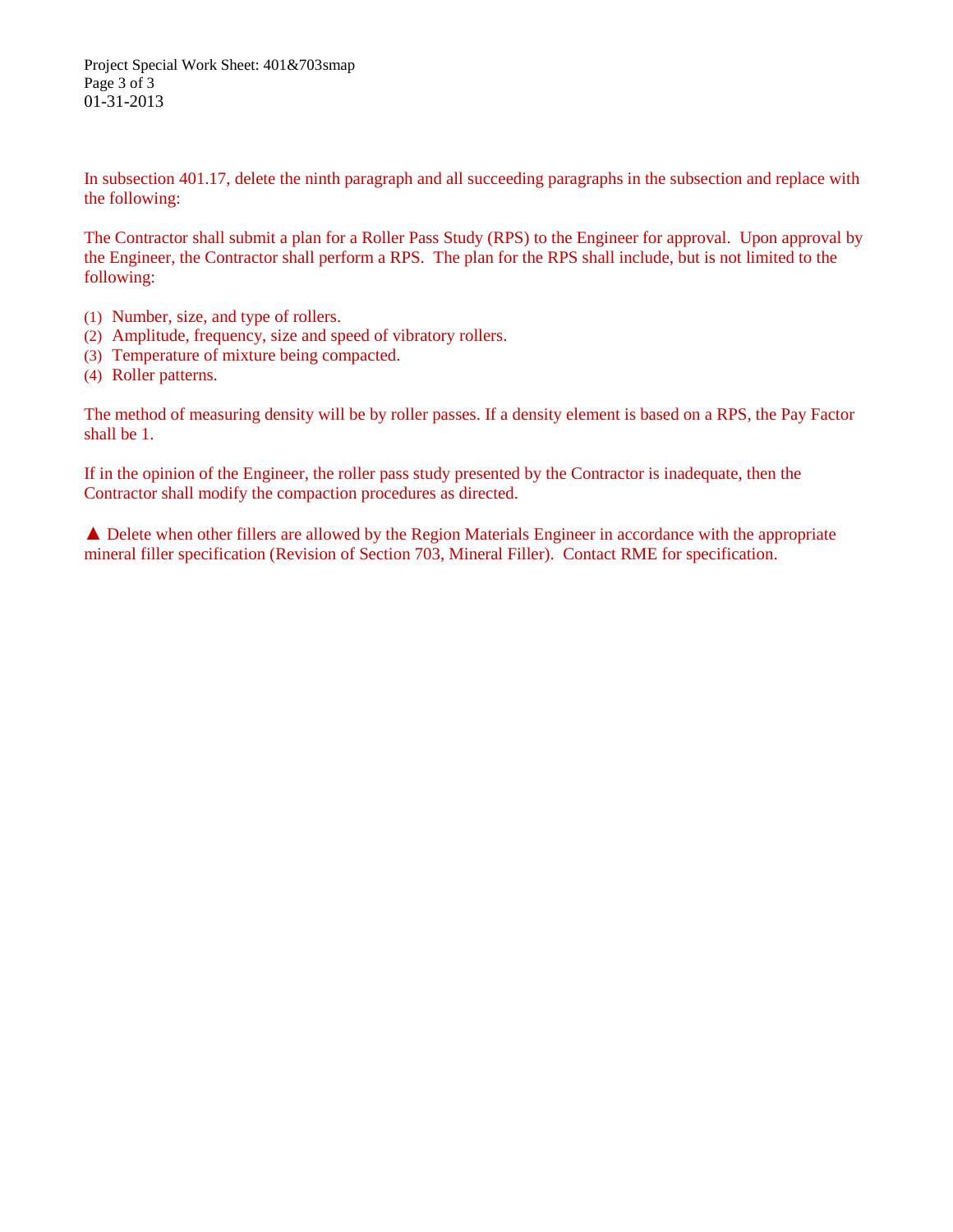In subsection 401.17, delete the ninth paragraph and all succeeding paragraphs in the subsection and replace with the following:

The Contractor shall submit a plan for a Roller Pass Study (RPS) to the Engineer for approval. Upon approval by the Engineer, the Contractor shall perform a RPS. The plan for the RPS shall include, but is not limited to the following:

(1) Number, size, and type of rollers.
(2) Amplitude, frequency, size and speed of vibratory rollers.
(3) Temperature of mixture being compacted.
(4) Roller patterns.

The method of measuring density will be by roller passes. If a density element is based on a RPS, the Pay Factor shall be 1.

If in the opinion of the Engineer, the roller pass study presented by the Contractor is inadequate, then the Contractor shall modify the compaction procedures as directed.

▲ Delete when other fillers are allowed by the Region Materials Engineer in accordance with the appropriate mineral filler specification (Revision of Section 703, Mineral Filler). Contact RME for specification.